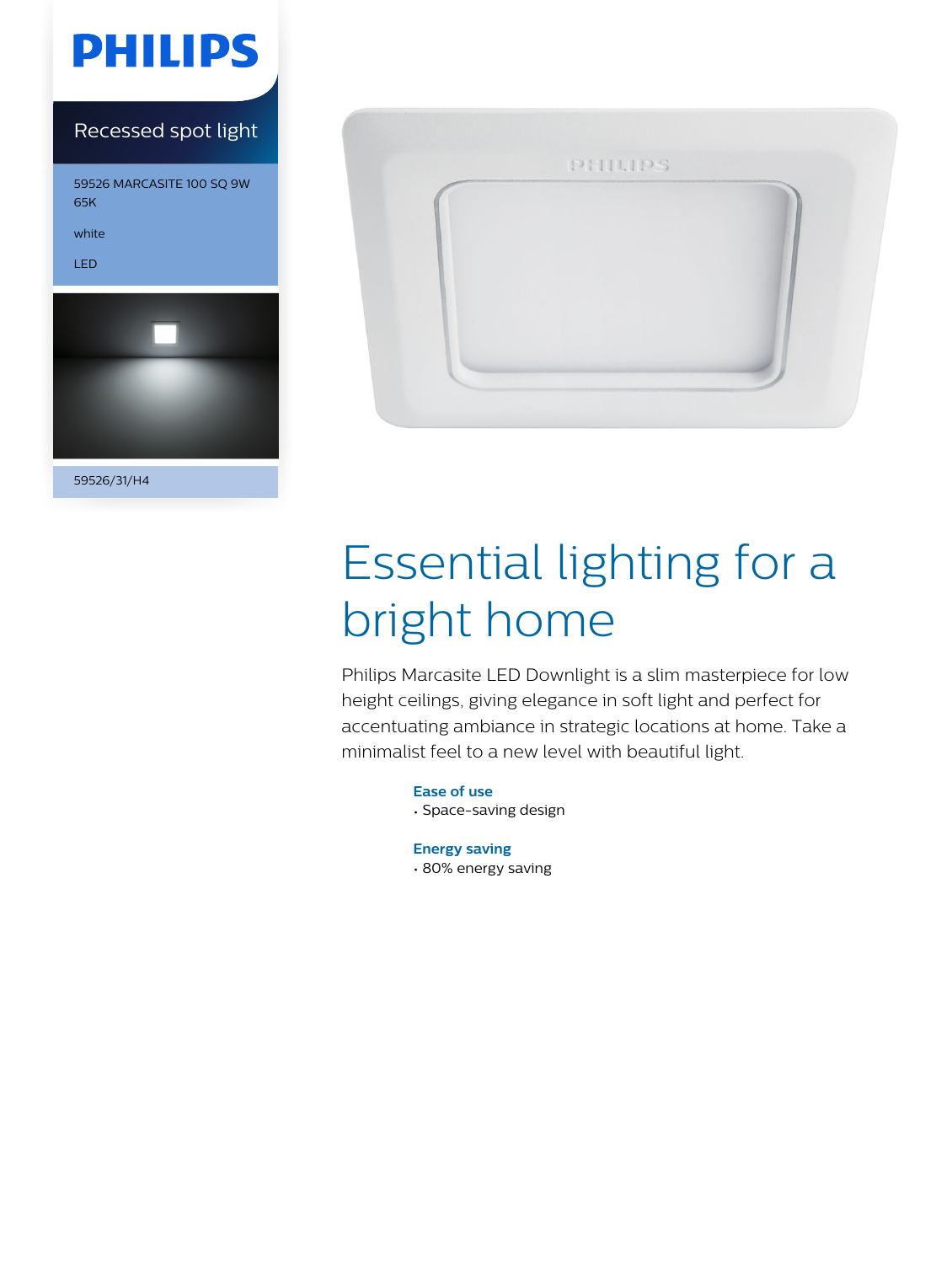PHILIPS

Recessed spot light

59526 MARCASITE 100 SQ 9W 65K

white

LED

59526/31/H4

# Essential lighting for a bright home

Philips Marcasite LED Downlight is a slim masterpiece for low height ceilings, giving elegance in soft light and perfect for accentuating ambiance in strategic locations at home. Take a minimalist feel to a new level with beautiful light.

### Ease of use

- Space-saving design

### Energy saving

- 80% energy saving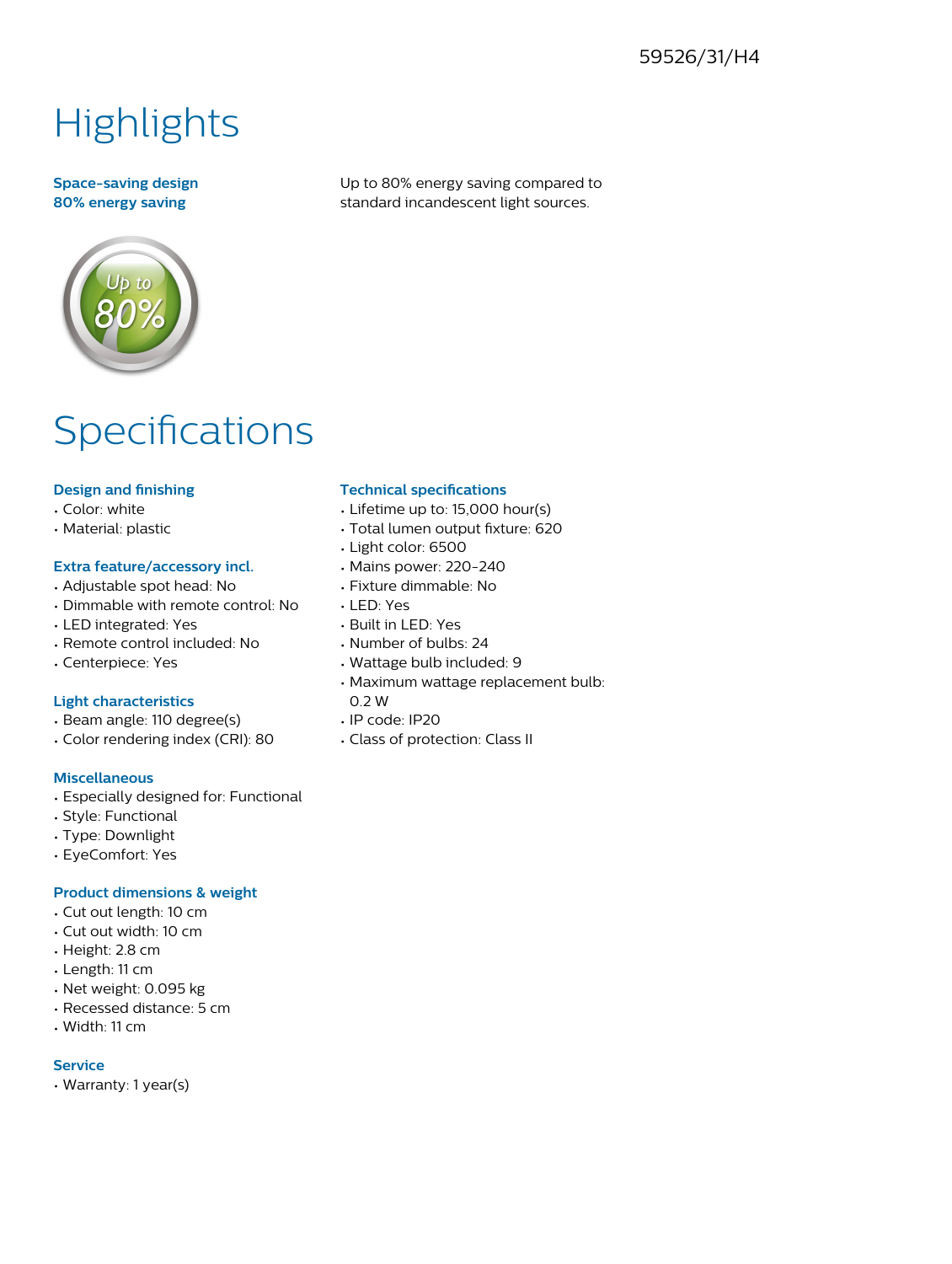59526/31/H4

# Highlights

**Space-saving design**

**80% energy saving**

Up to 80% energy saving compared to standard incandescent light sources.

# Specifications

### Design and finishing

- Color: white
- Material: plastic

### Extra feature/accessory incl.

- Adjustable spot head: No
- Dimmable with remote control: No
- LED integrated: Yes
- Remote control included: No
- Centerpiece: Yes

### Light characteristics

- Beam angle: 110 degree(s)
- Color rendering index (CRI): 80

### Miscellaneous

- Especially designed for: Functional
- Style: Functional
- Type: Downlight
- EyeComfort: Yes

### Product dimensions & weight

- Cut out length: 10 cm
- Cut out width: 10 cm
- Height: 2.8 cm
- Length: 11 cm
- Net weight: 0.095 kg
- Recessed distance: 5 cm
- Width: 11 cm

### Service

- Warranty: 1 year(s)

### Technical specifications

- Lifetime up to: 15,000 hour(s)
- Total lumen output fixture: 620
- Light color: 6500
- Mains power: 220-240
- Fixture dimmable: No
- LED: Yes
- Built in LED: Yes
- Number of bulbs: 24
- Wattage bulb included: 9
- Maximum wattage replacement bulb: 0.2 W
- IP code: IP20
- Class of protection: Class II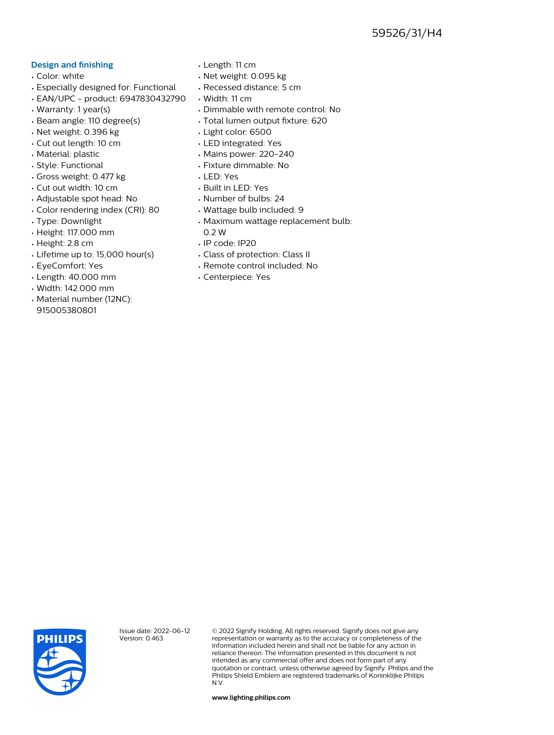## Design and finishing

- Color: white
- Especially designed for: Functional
- EAN/UPC - product: 6947830432790
- Warranty: 1 year(s)
- Beam angle: 110 degree(s)
- Net weight: 0.396 kg
- Cut out length: 10 cm
- Material: plastic
- Style: Functional
- Gross weight: 0.477 kg
- Cut out width: 10 cm
- Adjustable spot head: No
- Color rendering index (CRI): 80
- Type: Downlight
- Height: 117.000 mm
- Height: 2.8 cm
- Lifetime up to: 15,000 hour(s)
- EyeComfort: Yes
- Length: 40.000 mm
- Width: 142.000 mm
- Material number (12NC): 915005380801
- Length: 11 cm
- Net weight: 0.095 kg
- Recessed distance: 5 cm
- Width: 11 cm
- Dimmable with remote control: No
- Total lumen output fixture: 620
- Light color: 6500
- LED integrated: Yes
- Mains power: 220-240
- Fixture dimmable: No
- LED: Yes
- Built in LED: Yes
- Number of bulbs: 24
- Wattage bulb included: 9
- Maximum wattage replacement bulb: 0.2 W
- IP code: IP20
- Class of protection: Class II
- Remote control included: No
- Centerpiece: Yes

Issue date: 2022-06-12
Version: 0.463

© 2022 Signify Holding. All rights reserved. Signify does not give any representation or warranty as to the accuracy or completeness of the information included herein and shall not be liable for any action in reliance thereon. The information presented in this document is not intended as any commercial offer and does not form part of any quotation or contract, unless otherwise agreed by Signify. Philips and the Philips Shield Emblem are registered trademarks of Koninklijke Philips N.V.

**www.lighting.philips.com**